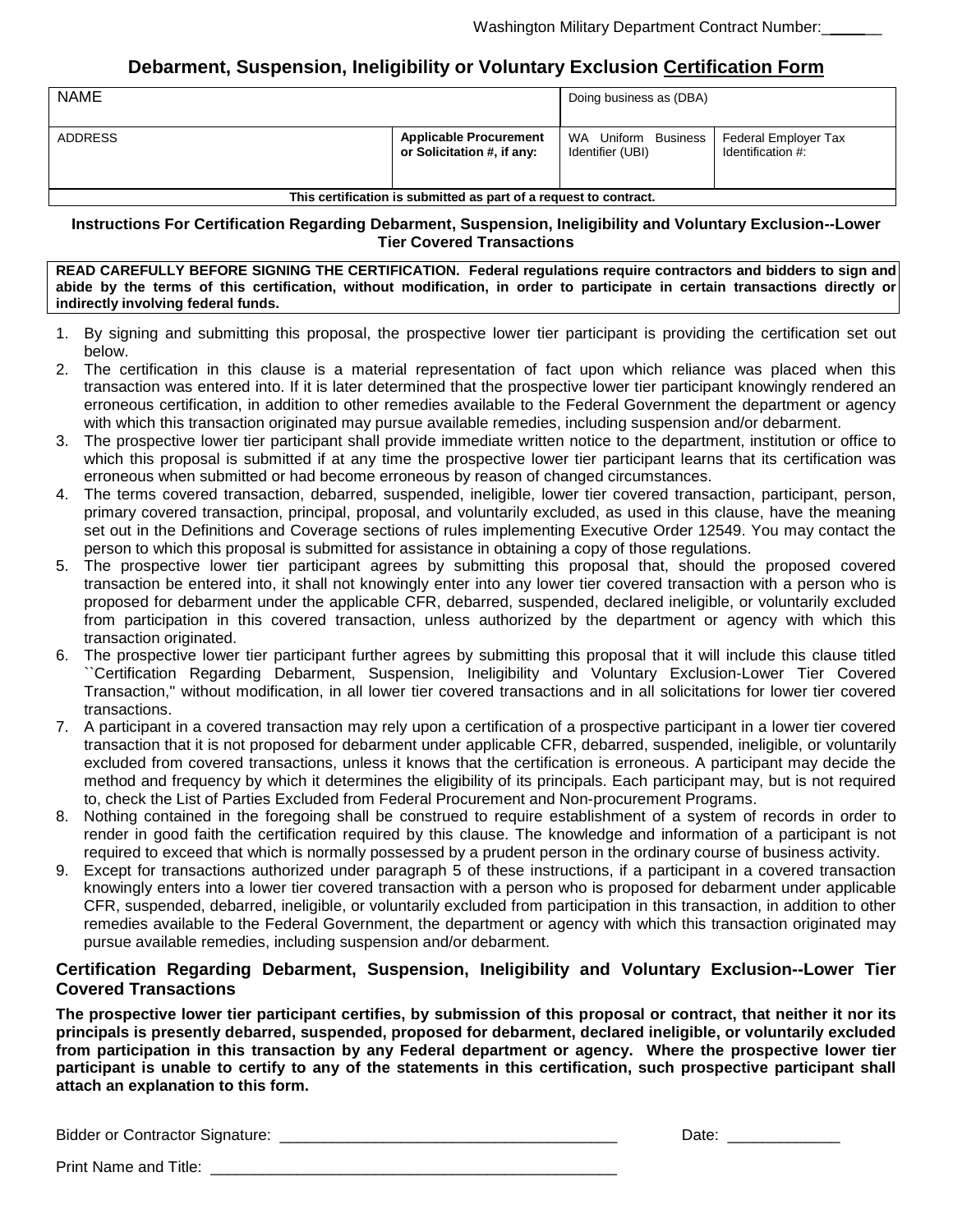Washington Military Department Contract Number:\_\_\_\_\_\_

## Debarment, Suspension, Ineligibility or Voluntary Exclusion Certification Form

| NAME | | Doing business as (DBA) | |
|---|---|---|---|
| ADDRESS | **Applicable Procurement or Solicitation #, if any:** | WA Uniform Business Identifier (UBI) | Federal Employer Tax Identification #: |
| **This certification is submitted as part of a request to contract.** | | | |

### Instructions For Certification Regarding Debarment, Suspension, Ineligibility and Voluntary Exclusion--Lower Tier Covered Transactions

**READ CAREFULLY BEFORE SIGNING THE CERTIFICATION. Federal regulations require contractors and bidders to sign and abide by the terms of this certification, without modification, in order to participate in certain transactions directly or indirectly involving federal funds.**

1. By signing and submitting this proposal, the prospective lower tier participant is providing the certification set out below.
2. The certification in this clause is a material representation of fact upon which reliance was placed when this transaction was entered into. If it is later determined that the prospective lower tier participant knowingly rendered an erroneous certification, in addition to other remedies available to the Federal Government the department or agency with which this transaction originated may pursue available remedies, including suspension and/or debarment.
3. The prospective lower tier participant shall provide immediate written notice to the department, institution or office to which this proposal is submitted if at any time the prospective lower tier participant learns that its certification was erroneous when submitted or had become erroneous by reason of changed circumstances.
4. The terms covered transaction, debarred, suspended, ineligible, lower tier covered transaction, participant, person, primary covered transaction, principal, proposal, and voluntarily excluded, as used in this clause, have the meaning set out in the Definitions and Coverage sections of rules implementing Executive Order 12549. You may contact the person to which this proposal is submitted for assistance in obtaining a copy of those regulations.
5. The prospective lower tier participant agrees by submitting this proposal that, should the proposed covered transaction be entered into, it shall not knowingly enter into any lower tier covered transaction with a person who is proposed for debarment under the applicable CFR, debarred, suspended, declared ineligible, or voluntarily excluded from participation in this covered transaction, unless authorized by the department or agency with which this transaction originated.
6. The prospective lower tier participant further agrees by submitting this proposal that it will include this clause titled ``Certification Regarding Debarment, Suspension, Ineligibility and Voluntary Exclusion-Lower Tier Covered Transaction,'' without modification, in all lower tier covered transactions and in all solicitations for lower tier covered transactions.
7. A participant in a covered transaction may rely upon a certification of a prospective participant in a lower tier covered transaction that it is not proposed for debarment under applicable CFR, debarred, suspended, ineligible, or voluntarily excluded from covered transactions, unless it knows that the certification is erroneous. A participant may decide the method and frequency by which it determines the eligibility of its principals. Each participant may, but is not required to, check the List of Parties Excluded from Federal Procurement and Non-procurement Programs.
8. Nothing contained in the foregoing shall be construed to require establishment of a system of records in order to render in good faith the certification required by this clause. The knowledge and information of a participant is not required to exceed that which is normally possessed by a prudent person in the ordinary course of business activity.
9. Except for transactions authorized under paragraph 5 of these instructions, if a participant in a covered transaction knowingly enters into a lower tier covered transaction with a person who is proposed for debarment under applicable CFR, suspended, debarred, ineligible, or voluntarily excluded from participation in this transaction, in addition to other remedies available to the Federal Government, the department or agency with which this transaction originated may pursue available remedies, including suspension and/or debarment.

### Certification Regarding Debarment, Suspension, Ineligibility and Voluntary Exclusion--Lower Tier Covered Transactions

**The prospective lower tier participant certifies, by submission of this proposal or contract, that neither it nor its principals is presently debarred, suspended, proposed for debarment, declared ineligible, or voluntarily excluded from participation in this transaction by any Federal department or agency. Where the prospective lower tier participant is unable to certify to any of the statements in this certification, such prospective participant shall attach an explanation to this form.**

Bidder or Contractor Signature: \_\_\_\_\_\_\_\_\_\_\_\_\_\_\_\_\_\_\_\_\_\_\_\_\_\_\_\_\_\_\_\_\_\_\_\_\_\_\_\_ Date: \_\_\_\_\_\_\_\_\_\_\_\_\_

Print Name and Title: \_\_\_\_\_\_\_\_\_\_\_\_\_\_\_\_\_\_\_\_\_\_\_\_\_\_\_\_\_\_\_\_\_\_\_\_\_\_\_\_\_\_\_\_\_\_\_\_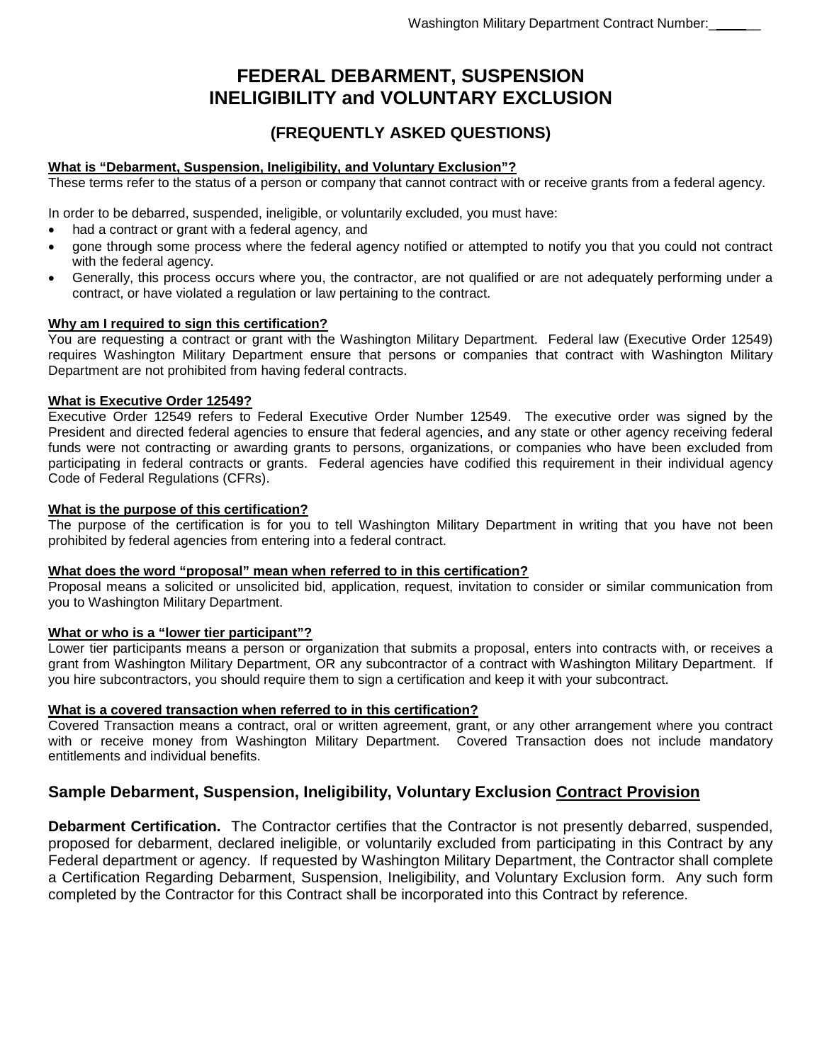Washington Military Department Contract Number:______

# FEDERAL DEBARMENT, SUSPENSION INELIGIBILITY and VOLUNTARY EXCLUSION

## (FREQUENTLY ASKED QUESTIONS)

**What is "Debarment, Suspension, Ineligibility, and Voluntary Exclusion"?**

These terms refer to the status of a person or company that cannot contract with or receive grants from a federal agency.

In order to be debarred, suspended, ineligible, or voluntarily excluded, you must have:

- had a contract or grant with a federal agency, and
- gone through some process where the federal agency notified or attempted to notify you that you could not contract with the federal agency.
- Generally, this process occurs where you, the contractor, are not qualified or are not adequately performing under a contract, or have violated a regulation or law pertaining to the contract.

**Why am I required to sign this certification?**

You are requesting a contract or grant with the Washington Military Department. Federal law (Executive Order 12549) requires Washington Military Department ensure that persons or companies that contract with Washington Military Department are not prohibited from having federal contracts.

**What is Executive Order 12549?**

Executive Order 12549 refers to Federal Executive Order Number 12549. The executive order was signed by the President and directed federal agencies to ensure that federal agencies, and any state or other agency receiving federal funds were not contracting or awarding grants to persons, organizations, or companies who have been excluded from participating in federal contracts or grants. Federal agencies have codified this requirement in their individual agency Code of Federal Regulations (CFRs).

**What is the purpose of this certification?**

The purpose of the certification is for you to tell Washington Military Department in writing that you have not been prohibited by federal agencies from entering into a federal contract.

**What does the word "proposal" mean when referred to in this certification?**

Proposal means a solicited or unsolicited bid, application, request, invitation to consider or similar communication from you to Washington Military Department.

**What or who is a "lower tier participant"?**

Lower tier participants means a person or organization that submits a proposal, enters into contracts with, or receives a grant from Washington Military Department, OR any subcontractor of a contract with Washington Military Department. If you hire subcontractors, you should require them to sign a certification and keep it with your subcontract.

**What is a covered transaction when referred to in this certification?**

Covered Transaction means a contract, oral or written agreement, grant, or any other arrangement where you contract with or receive money from Washington Military Department. Covered Transaction does not include mandatory entitlements and individual benefits.

## Sample Debarment, Suspension, Ineligibility, Voluntary Exclusion Contract Provision

**Debarment Certification.** The Contractor certifies that the Contractor is not presently debarred, suspended, proposed for debarment, declared ineligible, or voluntarily excluded from participating in this Contract by any Federal department or agency. If requested by Washington Military Department, the Contractor shall complete a Certification Regarding Debarment, Suspension, Ineligibility, and Voluntary Exclusion form. Any such form completed by the Contractor for this Contract shall be incorporated into this Contract by reference.